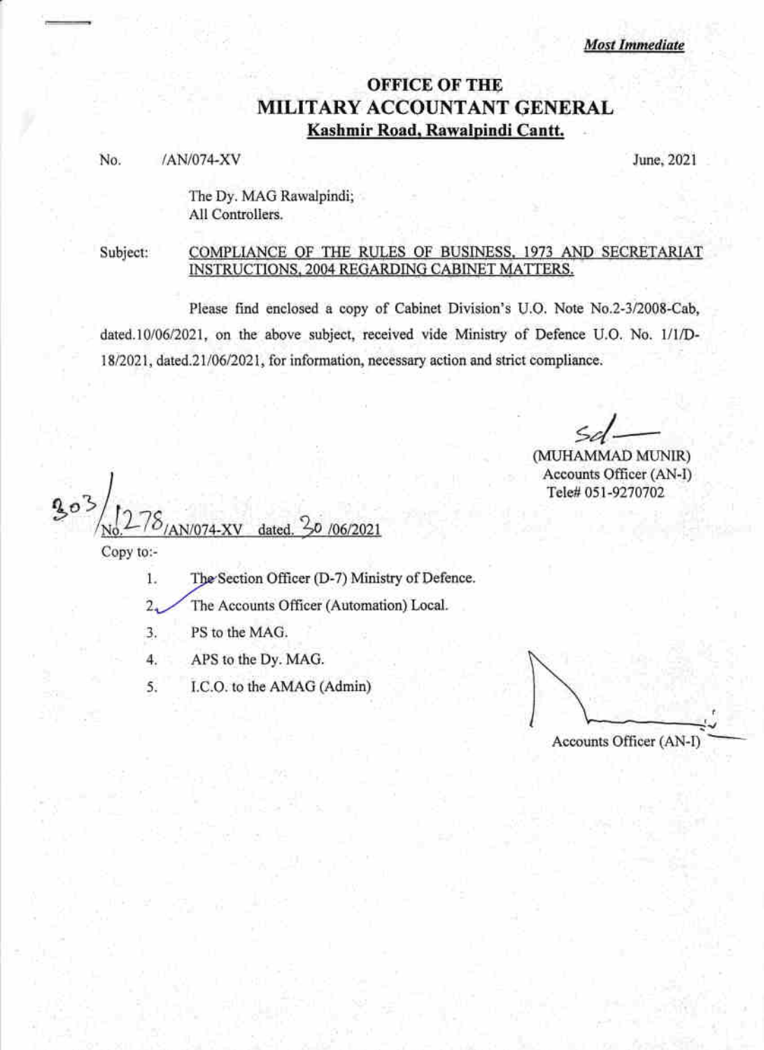***Most Immediate***

# OFFICE OF THE
# MILITARY ACCOUNTANT GENERAL
## Kashmir Road, Rawalpindi Cantt.

No. /AN/074-XV June, 2021

The Dy. MAG Rawalpindi;
All Controllers.

Subject: COMPLIANCE OF THE RULES OF BUSINESS, 1973 AND SECRETARIAT INSTRUCTIONS, 2004 REGARDING CABINET MATTERS.

Please find enclosed a copy of Cabinet Division's U.O. Note No.2-3/2008-Cab, dated.10/06/2021, on the above subject, received vide Ministry of Defence U.O. No. 1/1/D-18/2021, dated.21/06/2021, for information, necessary action and strict compliance.

Sd/—
(MUHAMMAD MUNIR)
Accounts Officer (AN-I)
Tele# 051-9270702

303/ No. 1278/AN/074-XV dated. 30 /06/2021

Copy to:-

1. The Section Officer (D-7) Ministry of Defence.
2. The Accounts Officer (Automation) Local.
3. PS to the MAG.
4. APS to the Dy. MAG.
5. I.C.O. to the AMAG (Admin)

Accounts Officer (AN-I)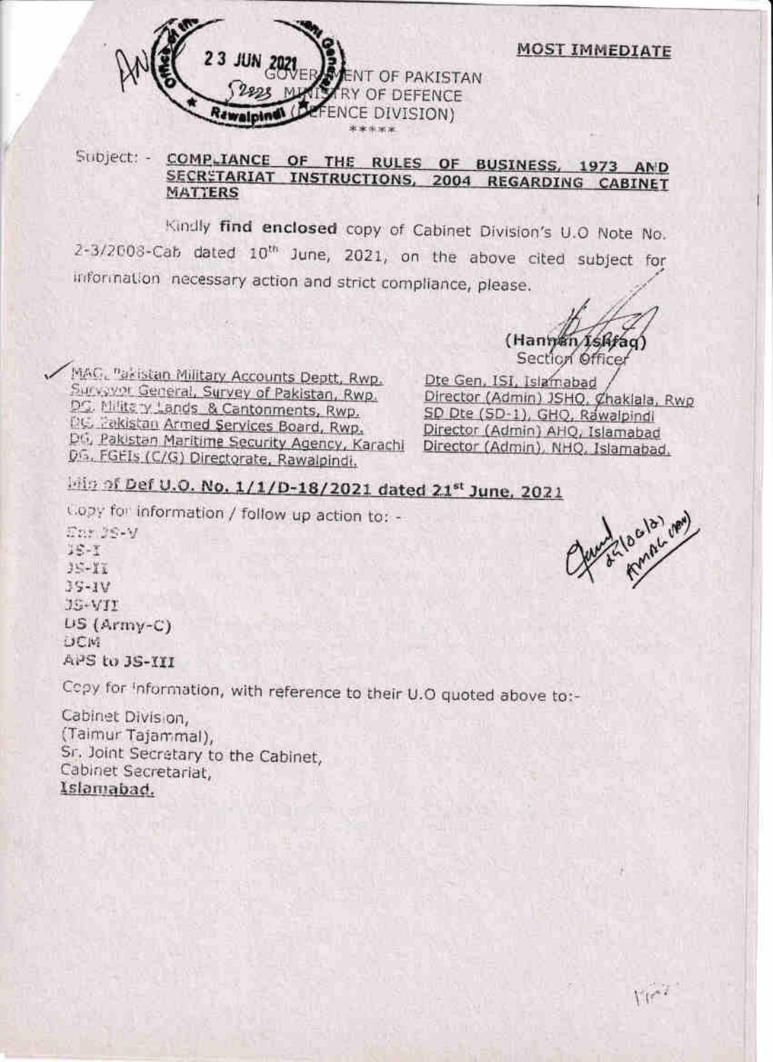**MOST IMMEDIATE**

GOVERNMENT OF PAKISTAN
MINISTRY OF DEFENCE
(DEFENCE DIVISION)
\*\*\*\*\*

23 JUN 2021
Rawalpindi

Subject: - **COMPLIANCE OF THE RULES OF BUSINESS, 1973 AND SECRETARIAT INSTRUCTIONS, 2004 REGARDING CABINET MATTERS**

Kindly **find enclosed** copy of Cabinet Division's U.O Note No. 2-3/2008-Cab dated 10th June, 2021, on the above cited subject for information necessary action and strict compliance, please.

(Hannan Ishfaq)
Section Officer

MAG, Pakistan Military Accounts Deptt, Rwp.
Surveyor General, Survey of Pakistan, Rwp.
DG, Military Lands & Cantonments, Rwp.
DG, Pakistan Armed Services Board, Rwp.
DG, Pakistan Maritime Security Agency, Karachi
DG, FGEIs (C/G) Directorate, Rawalpindi.

Dte Gen, ISI, Islamabad
Director (Admin) JSHQ, Chaklala, Rwp
SD Dte (SD-1), GHQ, Rawalpindi
Director (Admin) AHQ, Islamabad
Director (Admin), NHQ, Islamabad.

**Min of Def U.O. No. 1/1/D-18/2021 dated 21st June, 2021**

Copy for information / follow up action to: -

Sr. JS-V
JS-I
JS-II
JS-IV
JS-VII
DS (Army-C)
DCM
APS to JS-III

Copy for information, with reference to their U.O quoted above to:-

Cabinet Division,
(Taimur Tajammal),
Sr. Joint Secretary to the Cabinet,
Cabinet Secretariat,
Islamabad.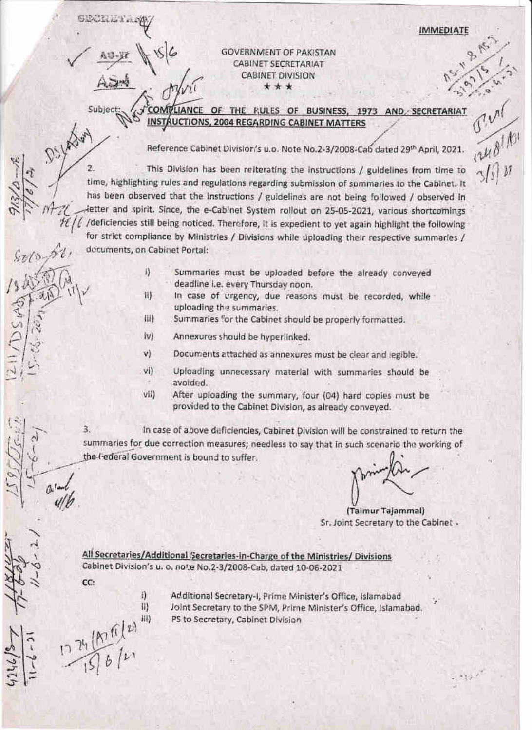**IMMEDIATE**

GOVERNMENT OF PAKISTAN
CABINET SECRETARIAT
CABINET DIVISION
★ ★ ★

Subject: **COMPLIANCE OF THE RULES OF BUSINESS, 1973 AND SECRETARIAT INSTRUCTIONS, 2004 REGARDING CABINET MATTERS**

Reference Cabinet Division's u.o. Note No.2-3/2008-Cab dated 29th April, 2021.

2. This Division has been reiterating the instructions / guidelines from time to time, highlighting rules and regulations regarding submission of summaries to the Cabinet. It has been observed that the instructions / guidelines are not being followed / observed in letter and spirit. Since, the e-Cabinet System rollout on 25-05-2021, various shortcomings /deficiencies still being noticed. Therefore, it is expedient to yet again highlight the following for strict compliance by Ministries / Divisions while uploading their respective summaries / documents, on Cabinet Portal:

i) Summaries must be uploaded before the already conveyed deadline i.e. every Thursday noon.

ii) In case of urgency, due reasons must be recorded, while uploading the summaries.

iii) Summaries for the Cabinet should be properly formatted.

iv) Annexures should be hyperlinked.

v) Documents attached as annexures must be clear and legible.

vi) Uploading unnecessary material with summaries should be avoided.

vii) After uploading the summary, four (04) hard copies must be provided to the Cabinet Division, as already conveyed.

3. In case of above deficiencies, Cabinet Division will be constrained to return the summaries for due correction measures; needless to say that in such scenario the working of the Federal Government is bound to suffer.

(Taimur Tajammal)
Sr. Joint Secretary to the Cabinet.

All Secretaries/Additional Secretaries-in-Charge of the Ministries/ Divisions
Cabinet Division's u. o. note No.2-3/2008-Cab, dated 10-06-2021

CC:

i) Additional Secretary-I, Prime Minister's Office, Islamabad
ii) Joint Secretary to the SPM, Prime Minister's Office, Islamabad.
iii) PS to Secretary, Cabinet Division